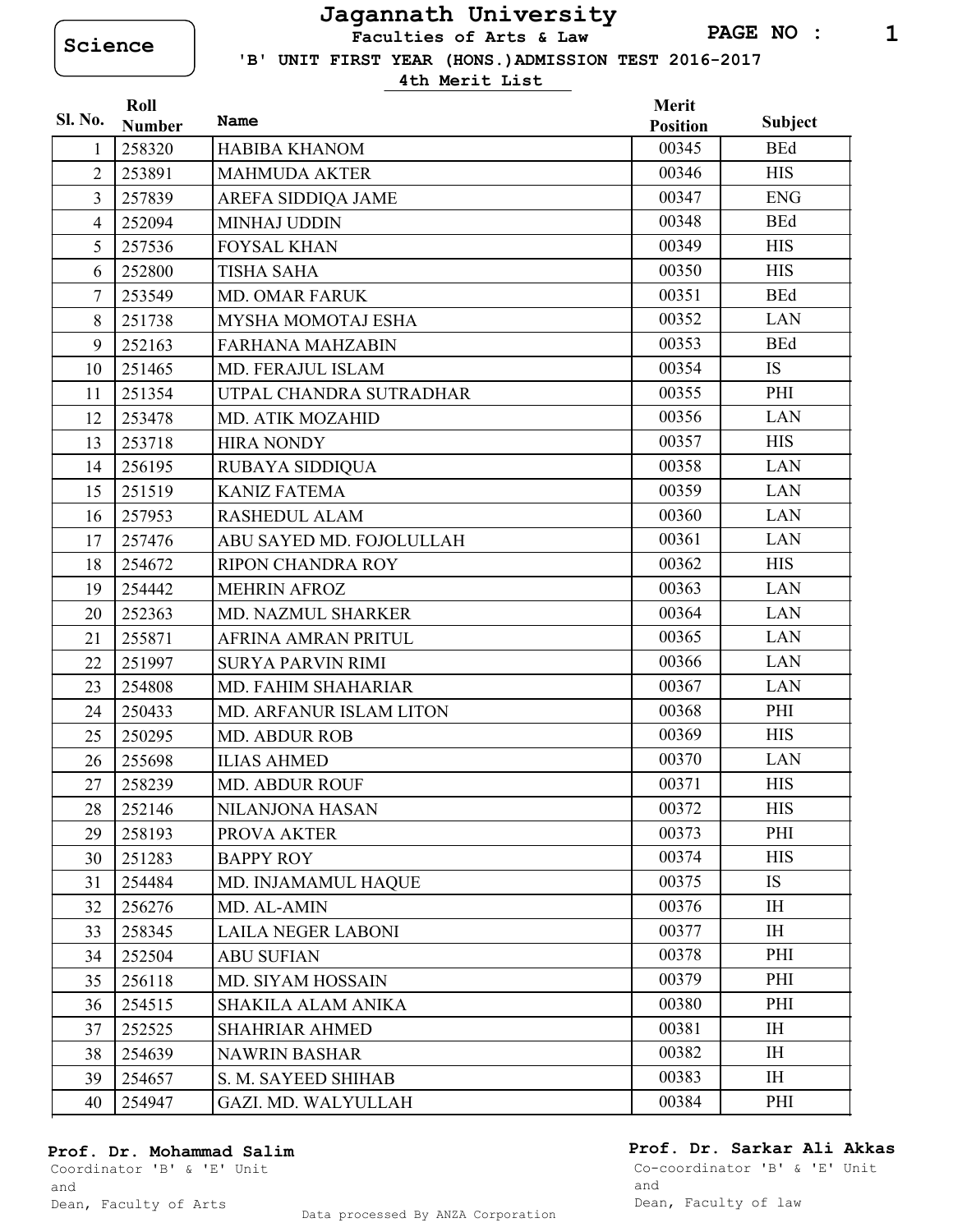Science

# Jagannath University

## Faculties of Arts & Law

### 'B' UNIT FIRST YEAR (HONS.)ADMISSION TEST 2016-2017

### 4th Merit List

| Sl. No. | Roll Number | Name | Merit Position | Subject |
|---|---|---|---|---|
| 1 | 258320 | HABIBA KHANOM | 00345 | BEd |
| 2 | 253891 | MAHMUDA AKTER | 00346 | HIS |
| 3 | 257839 | AREFA SIDDIQA JAME | 00347 | ENG |
| 4 | 252094 | MINHAJ UDDIN | 00348 | BEd |
| 5 | 257536 | FOYSAL KHAN | 00349 | HIS |
| 6 | 252800 | TISHA SAHA | 00350 | HIS |
| 7 | 253549 | MD. OMAR FARUK | 00351 | BEd |
| 8 | 251738 | MYSHA MOMOTAJ ESHA | 00352 | LAN |
| 9 | 252163 | FARHANA MAHZABIN | 00353 | BEd |
| 10 | 251465 | MD. FERAJUL ISLAM | 00354 | IS |
| 11 | 251354 | UTPAL CHANDRA SUTRADHAR | 00355 | PHI |
| 12 | 253478 | MD. ATIK MOZAHID | 00356 | LAN |
| 13 | 253718 | HIRA NONDY | 00357 | HIS |
| 14 | 256195 | RUBAYA SIDDIQUA | 00358 | LAN |
| 15 | 251519 | KANIZ FATEMA | 00359 | LAN |
| 16 | 257953 | RASHEDUL ALAM | 00360 | LAN |
| 17 | 257476 | ABU SAYED MD. FOJOLULLAH | 00361 | LAN |
| 18 | 254672 | RIPON CHANDRA ROY | 00362 | HIS |
| 19 | 254442 | MEHRIN AFROZ | 00363 | LAN |
| 20 | 252363 | MD. NAZMUL SHARKER | 00364 | LAN |
| 21 | 255871 | AFRINA AMRAN PRITUL | 00365 | LAN |
| 22 | 251997 | SURYA PARVIN RIMI | 00366 | LAN |
| 23 | 254808 | MD. FAHIM SHAHARIAR | 00367 | LAN |
| 24 | 250433 | MD. ARFANUR ISLAM LITON | 00368 | PHI |
| 25 | 250295 | MD. ABDUR ROB | 00369 | HIS |
| 26 | 255698 | ILIAS AHMED | 00370 | LAN |
| 27 | 258239 | MD. ABDUR ROUF | 00371 | HIS |
| 28 | 252146 | NILANJONA HASAN | 00372 | HIS |
| 29 | 258193 | PROVA AKTER | 00373 | PHI |
| 30 | 251283 | BAPPY ROY | 00374 | HIS |
| 31 | 254484 | MD. INJAMAMUL HAQUE | 00375 | IS |
| 32 | 256276 | MD. AL-AMIN | 00376 | IH |
| 33 | 258345 | LAILA NEGER LABONI | 00377 | IH |
| 34 | 252504 | ABU SUFIAN | 00378 | PHI |
| 35 | 256118 | MD. SIYAM HOSSAIN | 00379 | PHI |
| 36 | 254515 | SHAKILA ALAM ANIKA | 00380 | PHI |
| 37 | 252525 | SHAHRIAR AHMED | 00381 | IH |
| 38 | 254639 | NAWRIN BASHAR | 00382 | IH |
| 39 | 254657 | S. M. SAYEED SHIHAB | 00383 | IH |
| 40 | 254947 | GAZI. MD. WALYULLAH | 00384 | PHI |

**Prof. Dr. Mohammad Salim**
Coordinator 'B' & 'E' Unit
and
Dean, Faculty of Arts

**Prof. Dr. Sarkar Ali Akkas**
Co-coordinator 'B' & 'E' Unit
and
Dean, Faculty of law

Data processed By ANZA Corporation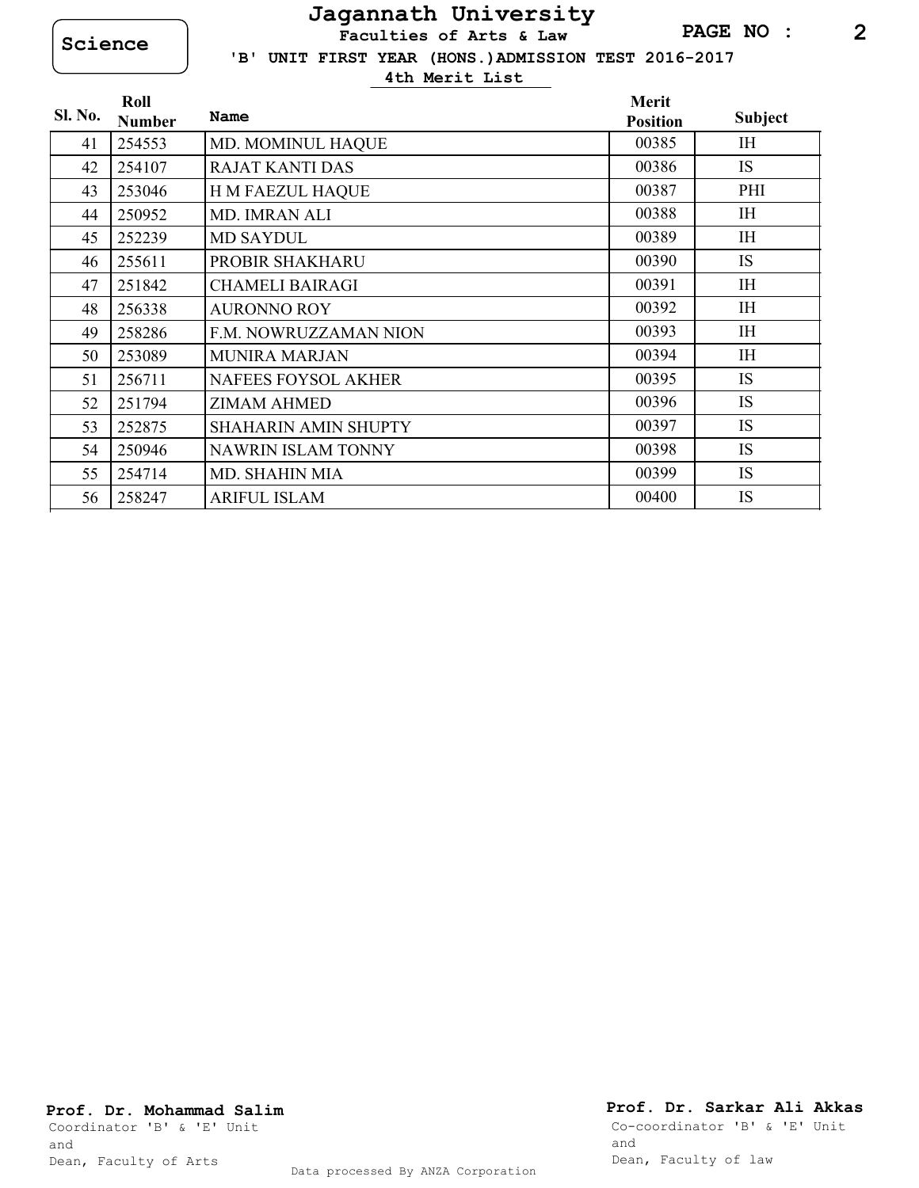Science

# Jagannath University

**Faculties of Arts & Law**

**'B' UNIT FIRST YEAR (HONS.)ADMISSION TEST 2016-2017**

**4th Merit List**

| Sl. No. | Roll Number | Name | Merit Position | Subject |
|---|---|---|---|---|
| 41 | 254553 | MD. MOMINUL HAQUE | 00385 | IH |
| 42 | 254107 | RAJAT KANTI DAS | 00386 | IS |
| 43 | 253046 | H M FAEZUL HAQUE | 00387 | PHI |
| 44 | 250952 | MD. IMRAN ALI | 00388 | IH |
| 45 | 252239 | MD SAYDUL | 00389 | IH |
| 46 | 255611 | PROBIR SHAKHARU | 00390 | IS |
| 47 | 251842 | CHAMELI BAIRAGI | 00391 | IH |
| 48 | 256338 | AURONNO ROY | 00392 | IH |
| 49 | 258286 | F.M. NOWRUZZAMAN NION | 00393 | IH |
| 50 | 253089 | MUNIRA MARJAN | 00394 | IH |
| 51 | 256711 | NAFEES FOYSOL AKHER | 00395 | IS |
| 52 | 251794 | ZIMAM AHMED | 00396 | IS |
| 53 | 252875 | SHAHARIN AMIN SHUPTY | 00397 | IS |
| 54 | 250946 | NAWRIN ISLAM TONNY | 00398 | IS |
| 55 | 254714 | MD. SHAHIN MIA | 00399 | IS |
| 56 | 258247 | ARIFUL ISLAM | 00400 | IS |

**Prof. Dr. Mohammad Salim**
Coordinator 'B' & 'E' Unit
and
Dean, Faculty of Arts

**Prof. Dr. Sarkar Ali Akkas**
Co-coordinator 'B' & 'E' Unit
and
Dean, Faculty of law

Data processed By ANZA Corporation